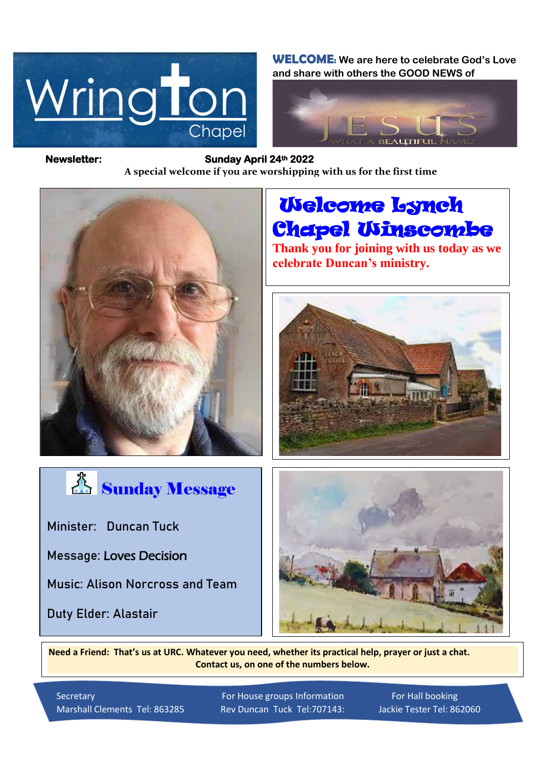# Wrington Chapel

**WELCOME:** We are here to celebrate God's Love and share with others the GOOD NEWS of

JESUS

WHAT A BEAUTIFUL NAME!

**Newsletter:** **Sunday April 24th 2022**

**A special welcome if you are worshipping with us for the first time**

## Welcome Lynch Chapel Winscombe

**Thank you for joining with us today as we celebrate Duncan's ministry.**

## Sunday Message

Minister: Duncan Tuck

Message: Loves Decision

Music: Alison Norcross and Team

Duty Elder: Alastair

**Need a Friend: That's us at URC. Whatever you need, whether its practical help, prayer or just a chat. Contact us, on one of the numbers below.**

| Secretary | For House groups Information | For Hall booking |
|---|---|---|
| Marshall Clements Tel: 863285 | Rev Duncan Tuck Tel:707143: | Jackie Tester Tel: 862060 |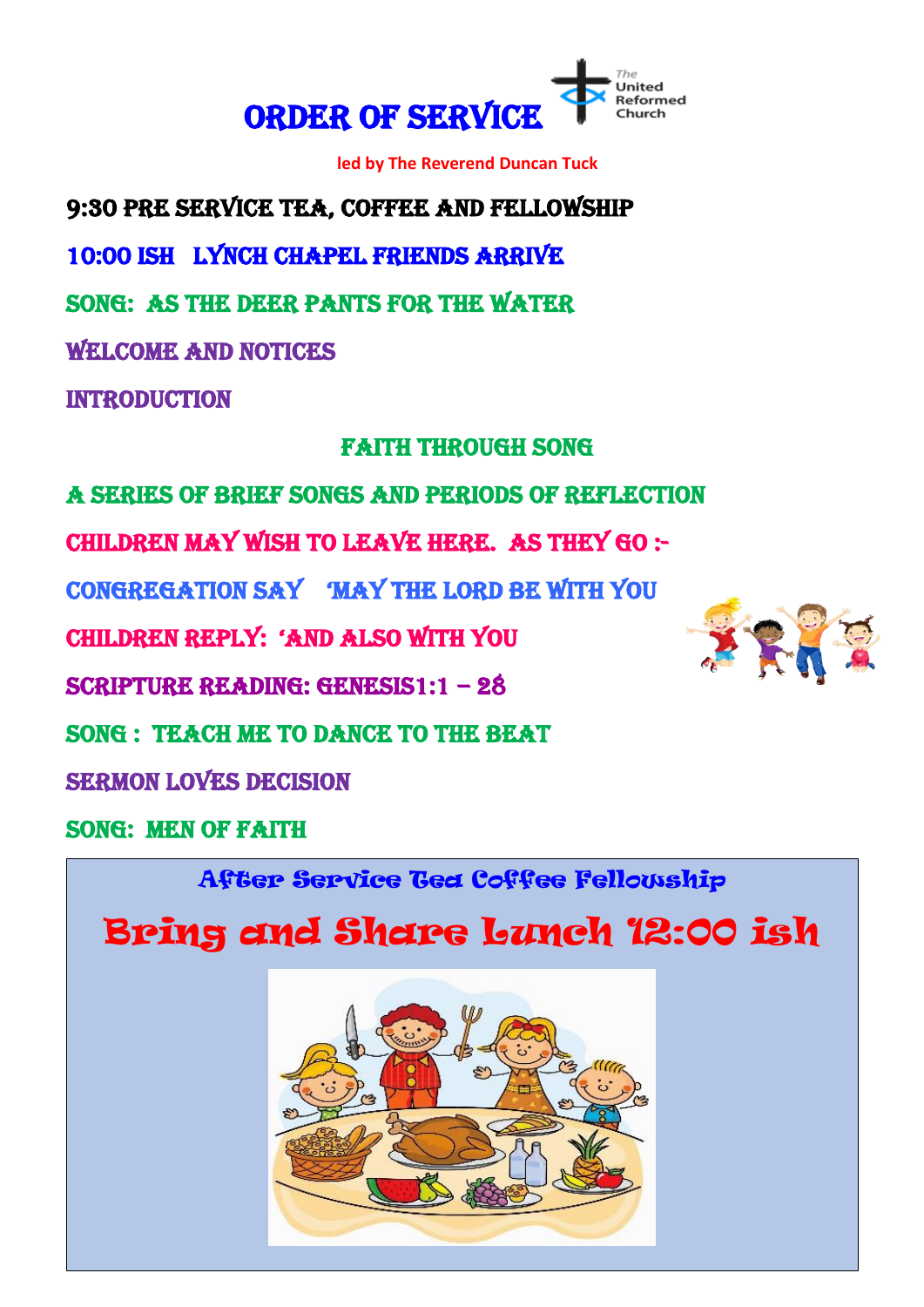# ORDER OF SERVICE

The United Reformed Church

led by The Reverend Duncan Tuck

9:30 PRE SERVICE TEA, COFFEE AND FELLOWSHIP

10:00 ISH LYNCH CHAPEL FRIENDS ARRIVE

SONG: AS THE DEER PANTS FOR THE WATER

WELCOME AND NOTICES

INTRODUCTION

## FAITH THROUGH SONG

A SERIES OF BRIEF SONGS AND PERIODS OF REFLECTION

CHILDREN MAY WISH TO LEAVE HERE. AS THEY GO :-

CONGREGATION SAY 'MAY THE LORD BE WITH YOU

CHILDREN REPLY: 'AND ALSO WITH YOU

SCRIPTURE READING: GENESIS1:1 – 28

SONG : TEACH ME TO DANCE TO THE BEAT

SERMON LOVES DECISION

SONG: MEN OF FAITH

After Service Tea Coffee Fellowship

## Bring and Share Lunch 12:00 ish